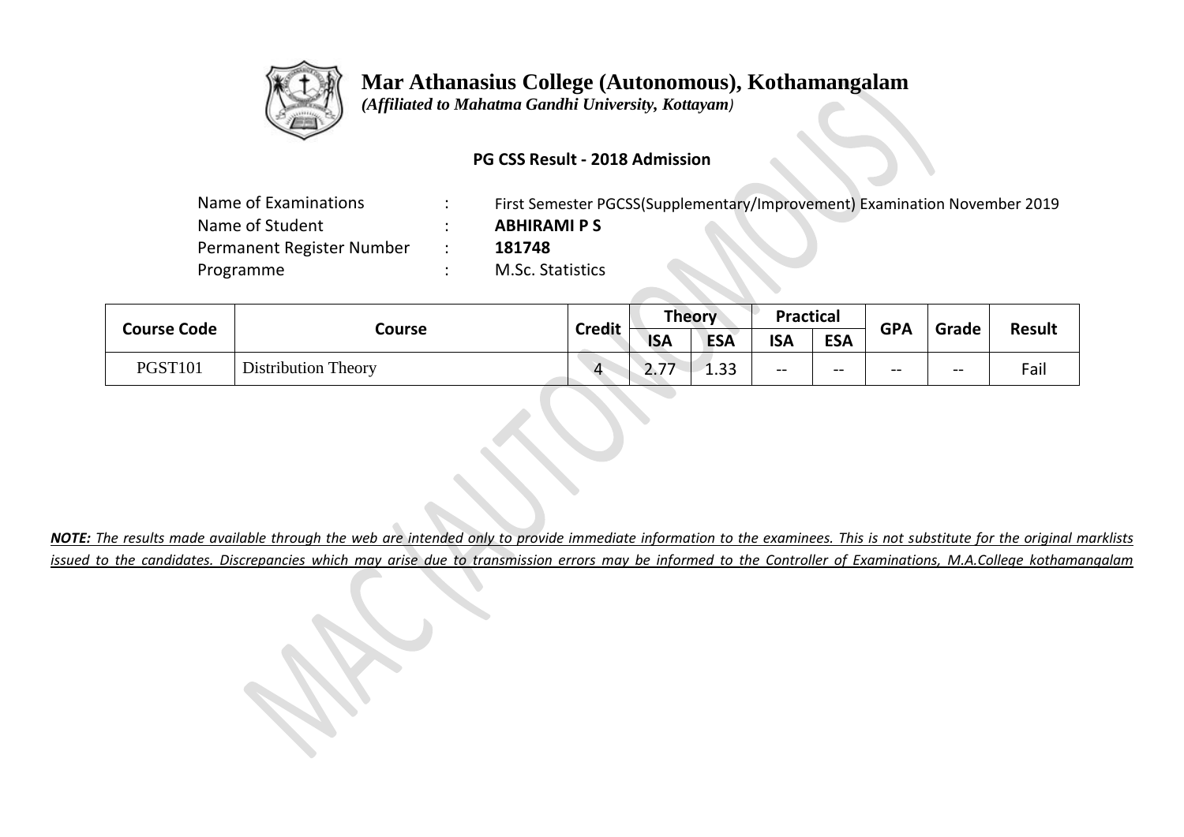# Mar Athanasius College (Autonomous), Kothamangalam

*(Affiliated to Mahatma Gandhi University, Kottayam)*

**PG CSS Result - 2018 Admission**

| | | |
|---|---|---|
| Name of Examinations | : | First Semester PGCSS(Supplementary/Improvement) Examination November 2019 |
| Name of Student | : | **ABHIRAMI P S** |
| Permanent Register Number | : | **181748** |
| Programme | : | M.Sc. Statistics |

| Course Code | Course | Credit | Theory | | Practical | | GPA | Grade | Result |
|---|---|---|---|---|---|---|---|---|---|
| | | | ISA | ESA | ISA | ESA | | | |
| PGST101 | Distribution Theory | 4 | 2.77 | 1.33 | -- | -- | -- | -- | Fail |

***NOTE:*** *The results made available through the web are intended only to provide immediate information to the examinees. This is not substitute for the original marklists issued to the candidates. Discrepancies which may arise due to transmission errors may be informed to the Controller of Examinations, M.A.College kothamangalam*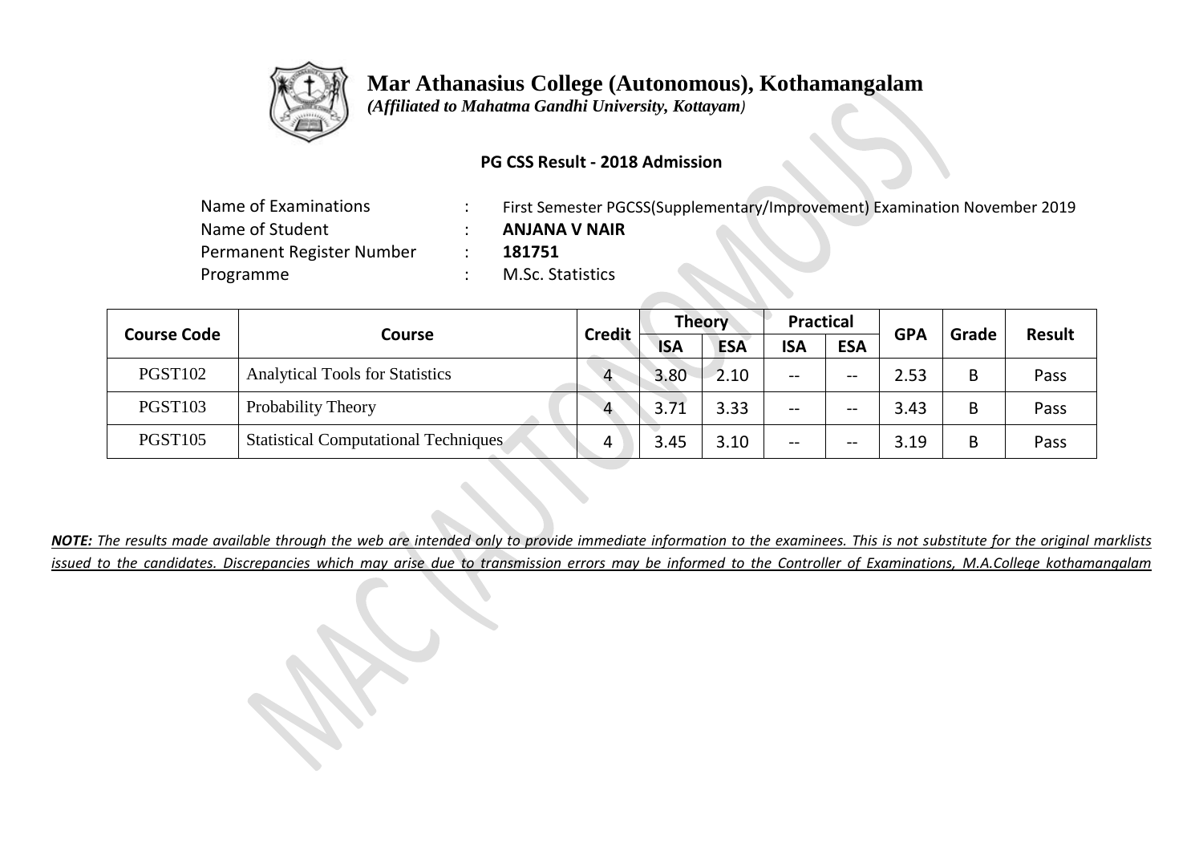# Mar Athanasius College (Autonomous), Kothamangalam

*(Affiliated to Mahatma Gandhi University, Kottayam)*

**PG CSS Result - 2018 Admission**

| | | |
|---|---|---|
| Name of Examinations | : | First Semester PGCSS(Supplementary/Improvement) Examination November 2019 |
| Name of Student | : | **ANJANA V NAIR** |
| Permanent Register Number | : | **181751** |
| Programme | : | M.Sc. Statistics |

| Course Code | Course | Credit | Theory | | Practical | | GPA | Grade | Result |
|---|---|---|---|---|---|---|---|---|---|
| | | | ISA | ESA | ISA | ESA | | | |
| PGST102 | Analytical Tools for Statistics | 4 | 3.80 | 2.10 | -- | -- | 2.53 | B | Pass |
| PGST103 | Probability Theory | 4 | 3.71 | 3.33 | -- | -- | 3.43 | B | Pass |
| PGST105 | Statistical Computational Techniques | 4 | 3.45 | 3.10 | -- | -- | 3.19 | B | Pass |

***NOTE:** The results made available through the web are intended only to provide immediate information to the examinees. This is not substitute for the original marklists issued to the candidates. Discrepancies which may arise due to transmission errors may be informed to the Controller of Examinations, M.A.College kothamangalam*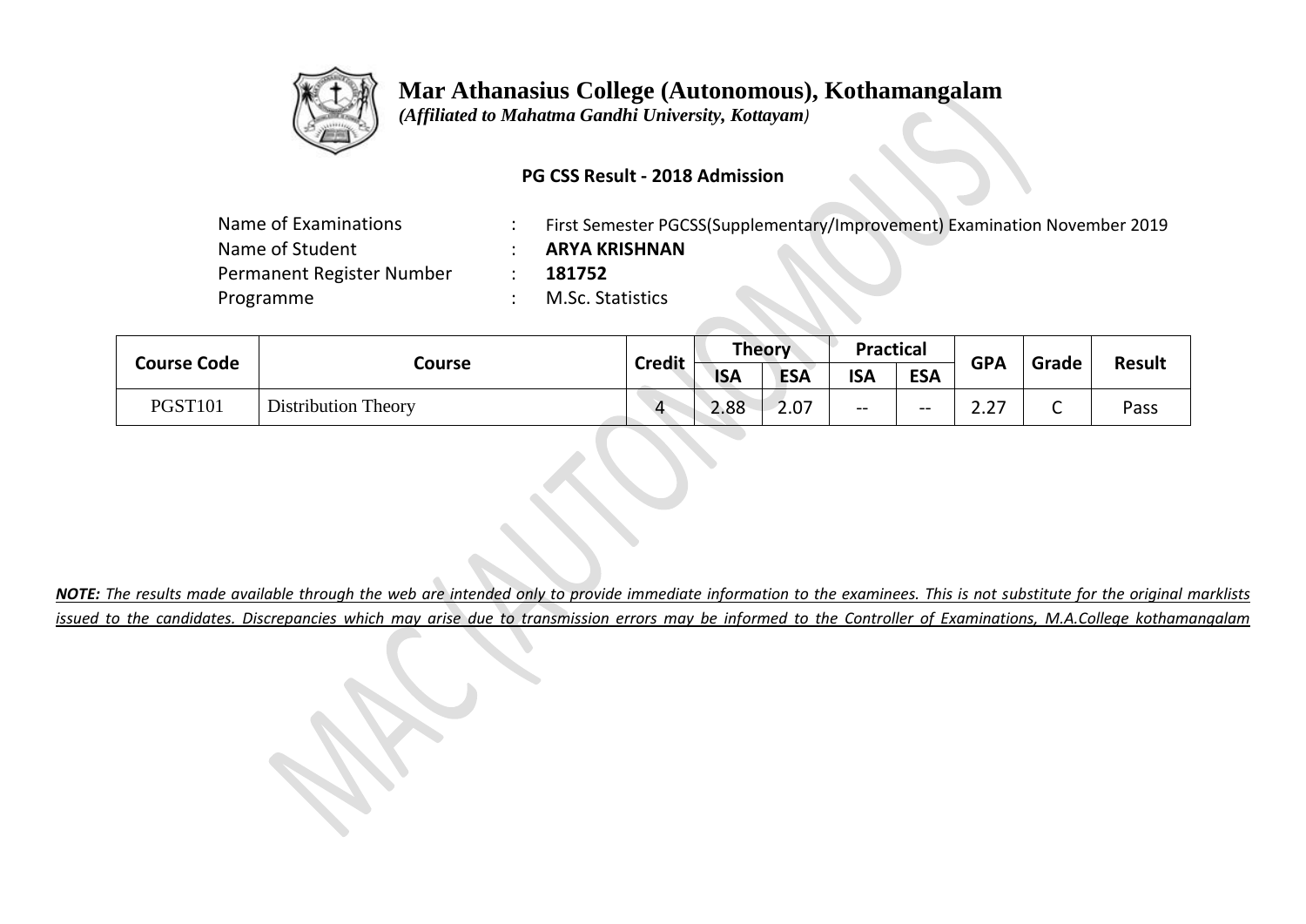# Mar Athanasius College (Autonomous), Kothamangalam

*(Affiliated to Mahatma Gandhi University, Kottayam)*

**PG CSS Result - 2018 Admission**

| | | |
|---|---|---|
| Name of Examinations | : | First Semester PGCSS(Supplementary/Improvement) Examination November 2019 |
| Name of Student | : | **ARYA KRISHNAN** |
| Permanent Register Number | : | **181752** |
| Programme | : | M.Sc. Statistics |

| Course Code | Course | Credit | Theory | | Practical | | GPA | Grade | Result |
|---|---|---|---|---|---|---|---|---|---|
| | | | ISA | ESA | ISA | ESA | | | |
| PGST101 | Distribution Theory | 4 | 2.88 | 2.07 | -- | -- | 2.27 | C | Pass |

***NOTE:** The results made available through the web are intended only to provide immediate information to the examinees. This is not substitute for the original marklists issued to the candidates. Discrepancies which may arise due to transmission errors may be informed to the Controller of Examinations, M.A.College kothamangalam*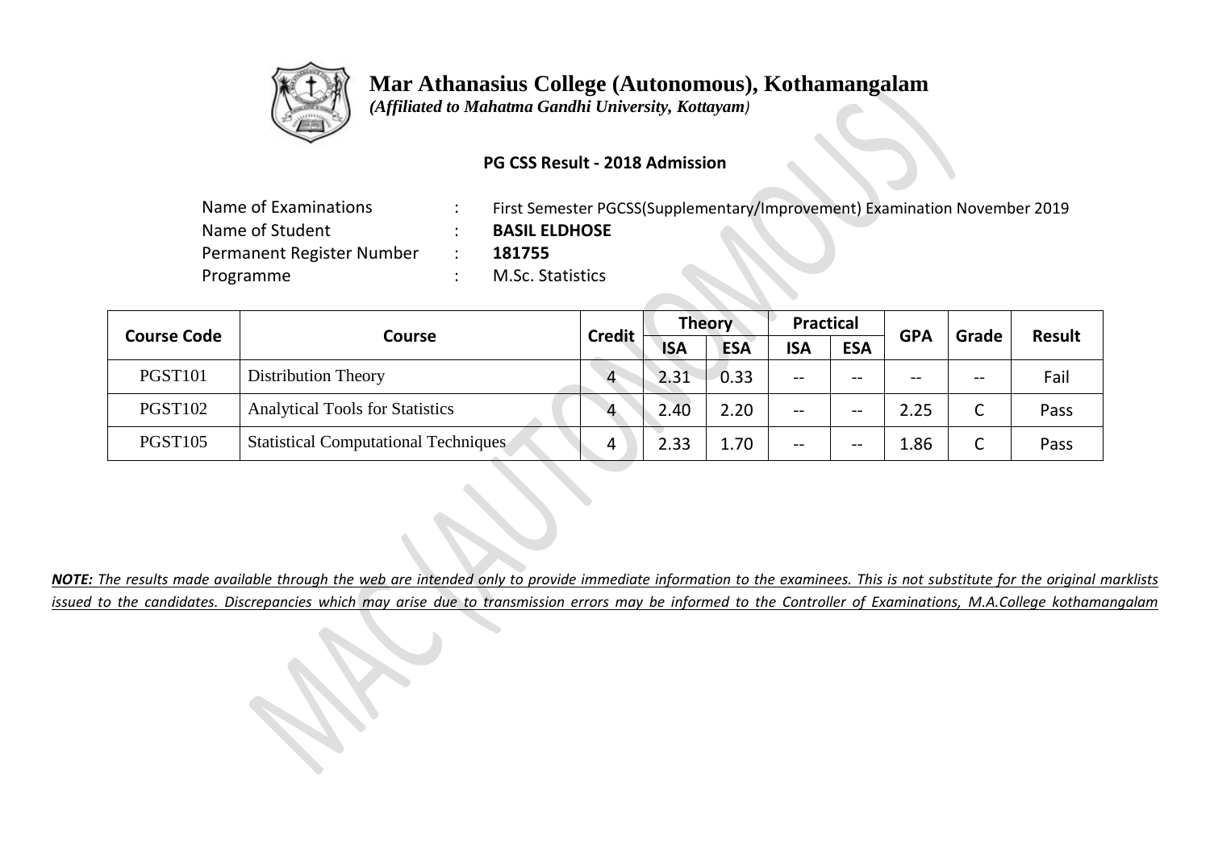# Mar Athanasius College (Autonomous), Kothamangalam

*(Affiliated to Mahatma Gandhi University, Kottayam)*

**PG CSS Result - 2018 Admission**

| | | |
|---|---|---|
| Name of Examinations | : | First Semester PGCSS(Supplementary/Improvement) Examination November 2019 |
| Name of Student | : | **BASIL ELDHOSE** |
| Permanent Register Number | : | **181755** |
| Programme | : | M.Sc. Statistics |

| Course Code | Course | Credit | Theory | | Practical | | GPA | Grade | Result |
|---|---|---|---|---|---|---|---|---|---|
| | | | ISA | ESA | ISA | ESA | | | |
| PGST101 | Distribution Theory | 4 | 2.31 | 0.33 | -- | -- | -- | -- | Fail |
| PGST102 | Analytical Tools for Statistics | 4 | 2.40 | 2.20 | -- | -- | 2.25 | C | Pass |
| PGST105 | Statistical Computational Techniques | 4 | 2.33 | 1.70 | -- | -- | 1.86 | C | Pass |

***NOTE:*** *The results made available through the web are intended only to provide immediate information to the examinees. This is not substitute for the original marklists issued to the candidates. Discrepancies which may arise due to transmission errors may be informed to the Controller of Examinations, M.A.College kothamangalam*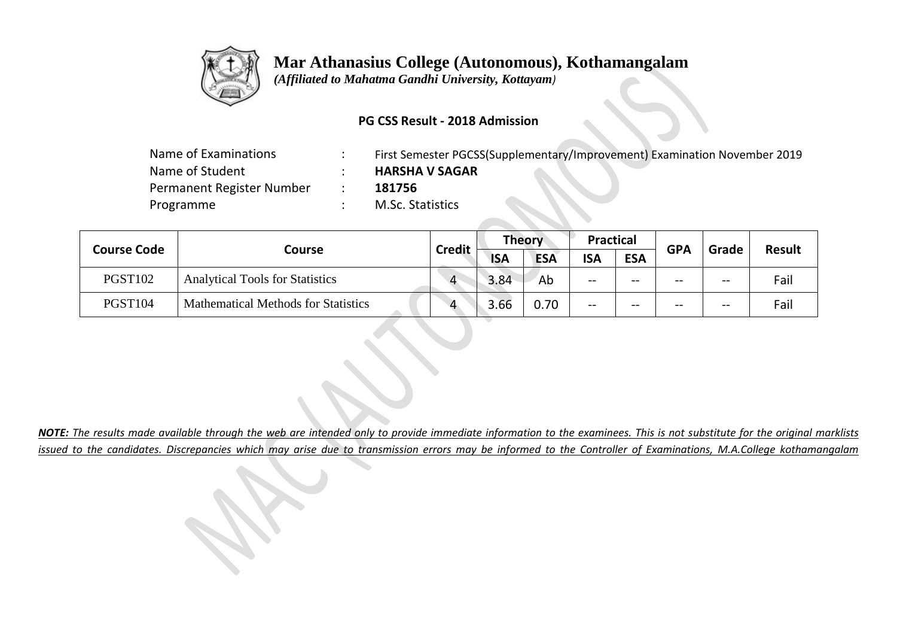# Mar Athanasius College (Autonomous), Kothamangalam

*(Affiliated to Mahatma Gandhi University, Kottayam)*

**PG CSS Result - 2018 Admission**

| | | |
|---|---|---|
| Name of Examinations | : | First Semester PGCSS(Supplementary/Improvement) Examination November 2019 |
| Name of Student | : | **HARSHA V SAGAR** |
| Permanent Register Number | : | **181756** |
| Programme | : | M.Sc. Statistics |

| Course Code | Course | Credit | Theory | | Practical | | GPA | Grade | Result |
|---|---|---|---|---|---|---|---|---|---|
| | | | ISA | ESA | ISA | ESA | | | |
| PGST102 | Analytical Tools for Statistics | 4 | 3.84 | Ab | -- | -- | -- | -- | Fail |
| PGST104 | Mathematical Methods for Statistics | 4 | 3.66 | 0.70 | -- | -- | -- | -- | Fail |

***NOTE:** The results made available through the web are intended only to provide immediate information to the examinees. This is not substitute for the original marklists issued to the candidates. Discrepancies which may arise due to transmission errors may be informed to the Controller of Examinations, M.A.College kothamangalam*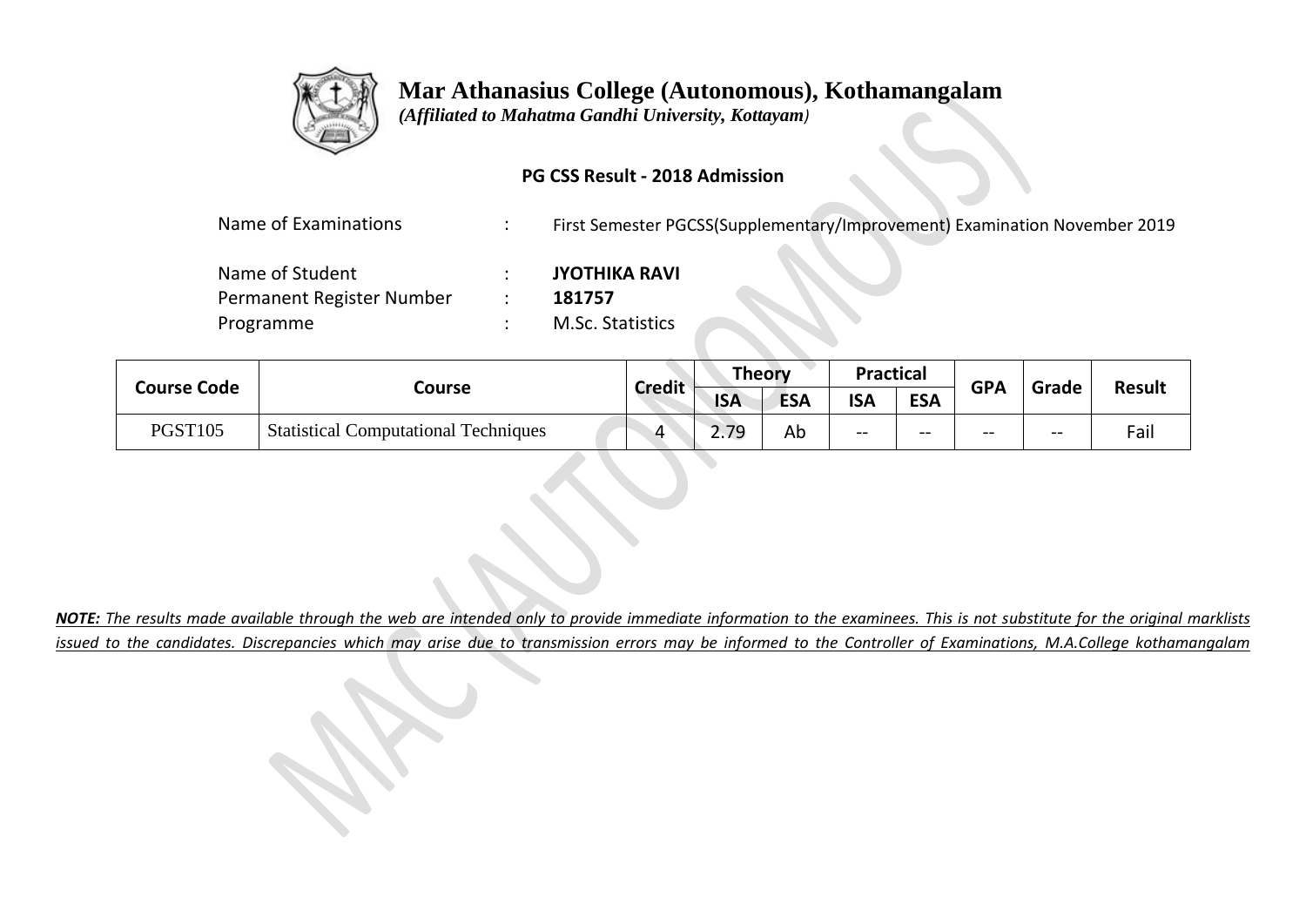# Mar Athanasius College (Autonomous), Kothamangalam

*(Affiliated to Mahatma Gandhi University, Kottayam)*

**PG CSS Result - 2018 Admission**

| | | |
|---|---|---|
| Name of Examinations | : | First Semester PGCSS(Supplementary/Improvement) Examination November 2019 |
| Name of Student | : | **JYOTHIKA RAVI** |
| Permanent Register Number | : | **181757** |
| Programme | : | M.Sc. Statistics |

| Course Code | Course | Credit | Theory | | Practical | | GPA | Grade | Result |
|---|---|---|---|---|---|---|---|---|---|
| | | | ISA | ESA | ISA | ESA | | | |
| PGST105 | Statistical Computational Techniques | 4 | 2.79 | Ab | -- | -- | -- | -- | Fail |

***NOTE:** The results made available through the web are intended only to provide immediate information to the examinees. This is not substitute for the original marklists issued to the candidates. Discrepancies which may arise due to transmission errors may be informed to the Controller of Examinations, M.A.College kothamangalam*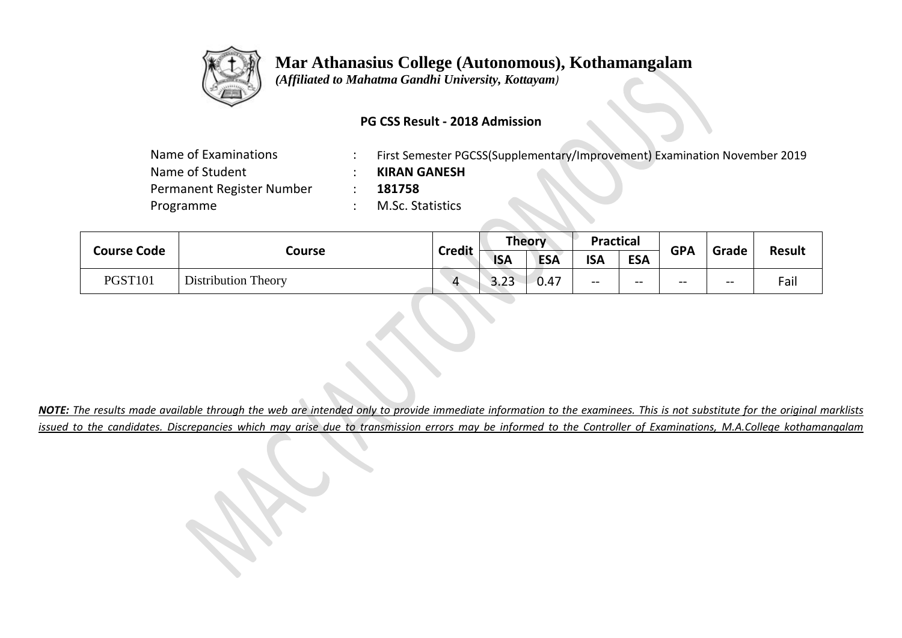# Mar Athanasius College (Autonomous), Kothamangalam

*(Affiliated to Mahatma Gandhi University, Kottayam)*

**PG CSS Result - 2018 Admission**

| | | |
|---|---|---|
| Name of Examinations | : | First Semester PGCSS(Supplementary/Improvement) Examination November 2019 |
| Name of Student | : | **KIRAN GANESH** |
| Permanent Register Number | : | **181758** |
| Programme | : | M.Sc. Statistics |

| Course Code | Course | Credit | Theory | | Practical | | GPA | Grade | Result |
|---|---|---|---|---|---|---|---|---|---|
| | | | ISA | ESA | ISA | ESA | | | |
| PGST101 | Distribution Theory | 4 | 3.23 | 0.47 | -- | -- | -- | -- | Fail |

***NOTE:** The results made available through the web are intended only to provide immediate information to the examinees. This is not substitute for the original marklists issued to the candidates. Discrepancies which may arise due to transmission errors may be informed to the Controller of Examinations, M.A.College kothamangalam*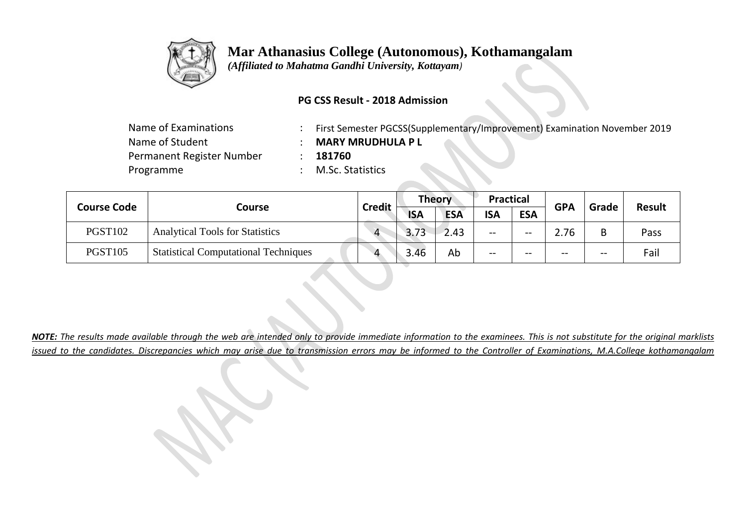# Mar Athanasius College (Autonomous), Kothamangalam

*(Affiliated to Mahatma Gandhi University, Kottayam)*

**PG CSS Result - 2018 Admission**

| | | |
|---|---|---|
| Name of Examinations | : | First Semester PGCSS(Supplementary/Improvement) Examination November 2019 |
| Name of Student | : | **MARY MRUDHULA P L** |
| Permanent Register Number | : | **181760** |
| Programme | : | M.Sc. Statistics |

| Course Code | Course | Credit | Theory | | Practical | | GPA | Grade | Result |
|---|---|---|---|---|---|---|---|---|---|
| | | | ISA | ESA | ISA | ESA | | | |
| PGST102 | Analytical Tools for Statistics | 4 | 3.73 | 2.43 | -- | -- | 2.76 | B | Pass |
| PGST105 | Statistical Computational Techniques | 4 | 3.46 | Ab | -- | -- | -- | -- | Fail |

***NOTE:** The results made available through the web are intended only to provide immediate information to the examinees. This is not substitute for the original marklists issued to the candidates. Discrepancies which may arise due to transmission errors may be informed to the Controller of Examinations, M.A.College kothamangalam*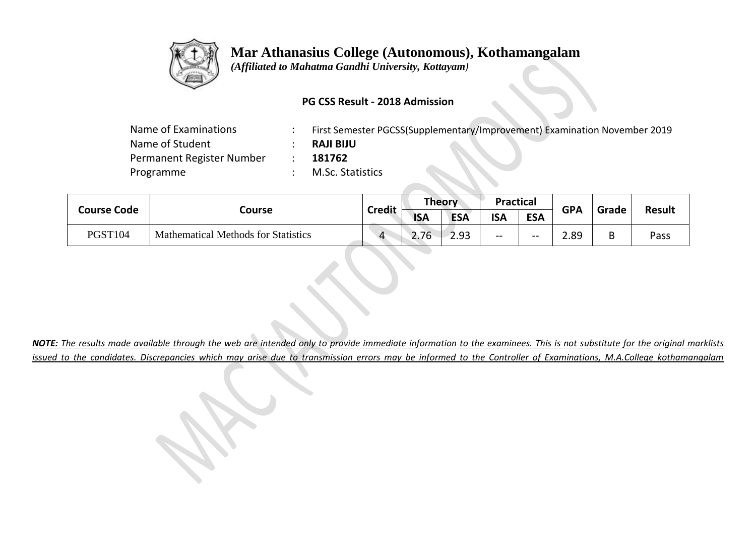# Mar Athanasius College (Autonomous), Kothamangalam

*(Affiliated to Mahatma Gandhi University, Kottayam)*

**PG CSS Result - 2018 Admission**

| | | |
|---|---|---|
| Name of Examinations | : | First Semester PGCSS(Supplementary/Improvement) Examination November 2019 |
| Name of Student | : | **RAJI BIJU** |
| Permanent Register Number | : | **181762** |
| Programme | : | M.Sc. Statistics |

| Course Code | Course | Credit | Theory | | Practical | | GPA | Grade | Result |
|---|---|---|---|---|---|---|---|---|---|
| | | | ISA | ESA | ISA | ESA | | | |
| PGST104 | Mathematical Methods for Statistics | 4 | 2.76 | 2.93 | -- | -- | 2.89 | B | Pass |

***NOTE:*** *The results made available through the web are intended only to provide immediate information to the examinees. This is not substitute for the original marklists issued to the candidates. Discrepancies which may arise due to transmission errors may be informed to the Controller of Examinations, M.A.College kothamangalam*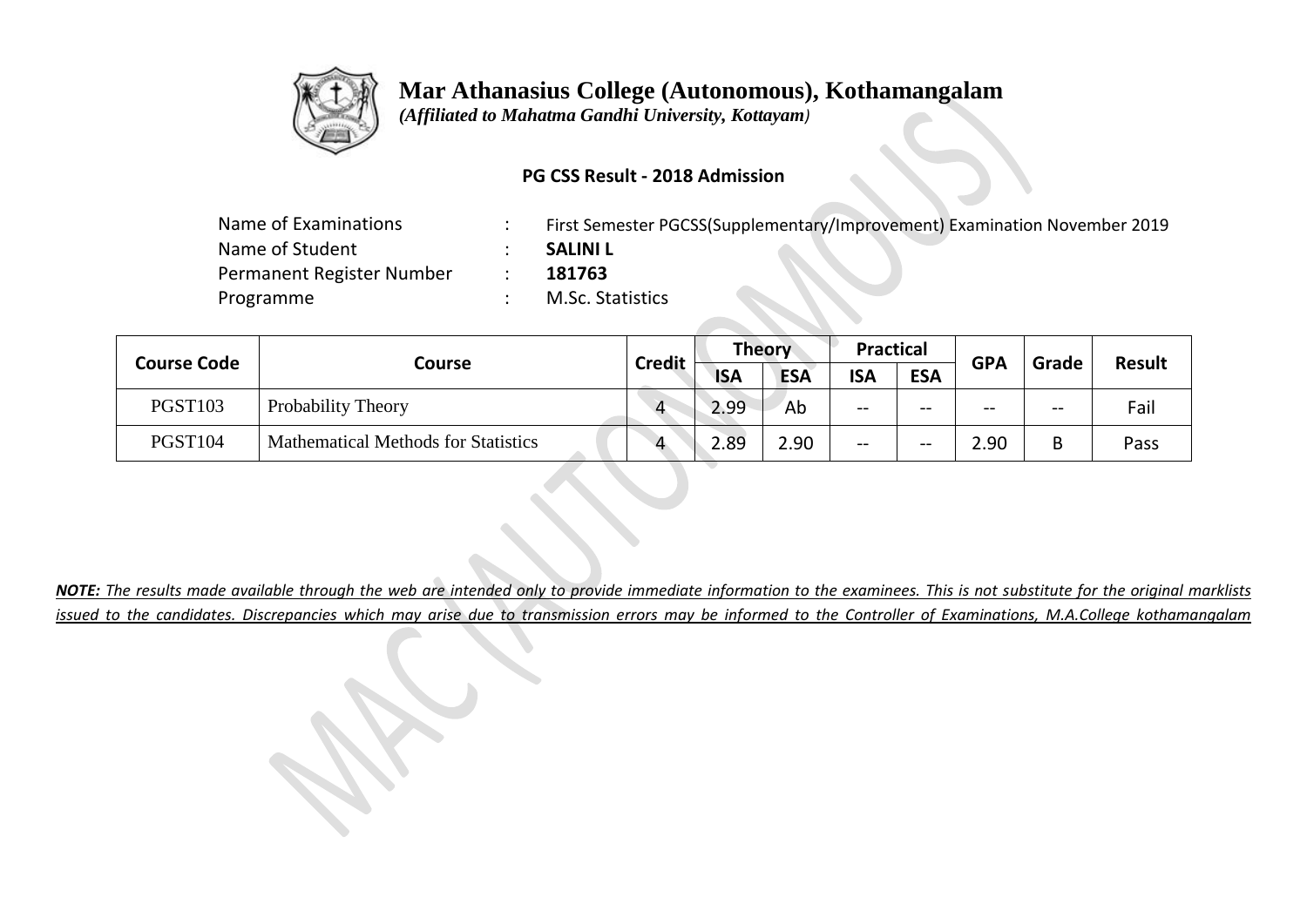# Mar Athanasius College (Autonomous), Kothamangalam

*(Affiliated to Mahatma Gandhi University, Kottayam)*

**PG CSS Result - 2018 Admission**

| | | |
|---|---|---|
| Name of Examinations | : | First Semester PGCSS(Supplementary/Improvement) Examination November 2019 |
| Name of Student | : | **SALINI L** |
| Permanent Register Number | : | **181763** |
| Programme | : | M.Sc. Statistics |

| Course Code | Course | Credit | Theory | | Practical | | GPA | Grade | Result |
|---|---|---|---|---|---|---|---|---|---|
| | | | ISA | ESA | ISA | ESA | | | |
| PGST103 | Probability Theory | 4 | 2.99 | Ab | -- | -- | -- | -- | Fail |
| PGST104 | Mathematical Methods for Statistics | 4 | 2.89 | 2.90 | -- | -- | 2.90 | B | Pass |

***NOTE:** The results made available through the web are intended only to provide immediate information to the examinees. This is not substitute for the original marklists issued to the candidates. Discrepancies which may arise due to transmission errors may be informed to the Controller of Examinations, M.A.College kothamangalam*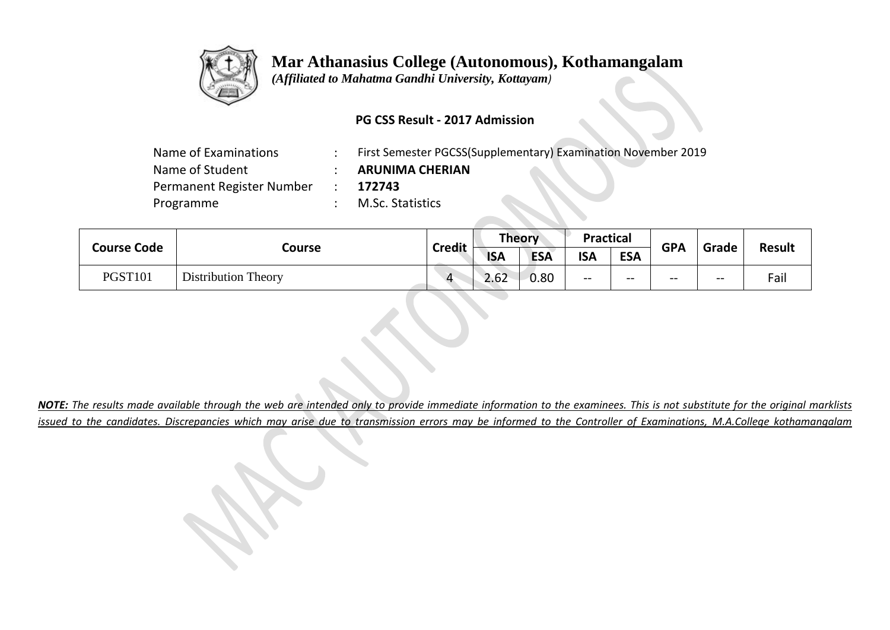# Mar Athanasius College (Autonomous), Kothamangalam

*(Affiliated to Mahatma Gandhi University, Kottayam)*

**PG CSS Result - 2017 Admission**

| | | |
|---|---|---|
| Name of Examinations | : | First Semester PGCSS(Supplementary) Examination November 2019 |
| Name of Student | : | **ARUNIMA CHERIAN** |
| Permanent Register Number | : | **172743** |
| Programme | : | M.Sc. Statistics |

| Course Code | Course | Credit | Theory | | Practical | | GPA | Grade | Result |
|---|---|---|---|---|---|---|---|---|---|
| | | | ISA | ESA | ISA | ESA | | | |
| PGST101 | Distribution Theory | 4 | 2.62 | 0.80 | -- | -- | -- | -- | Fail |

***NOTE:*** *The results made available through the web are intended only to provide immediate information to the examinees. This is not substitute for the original marklists issued to the candidates. Discrepancies which may arise due to transmission errors may be informed to the Controller of Examinations, M.A.College kothamangalam*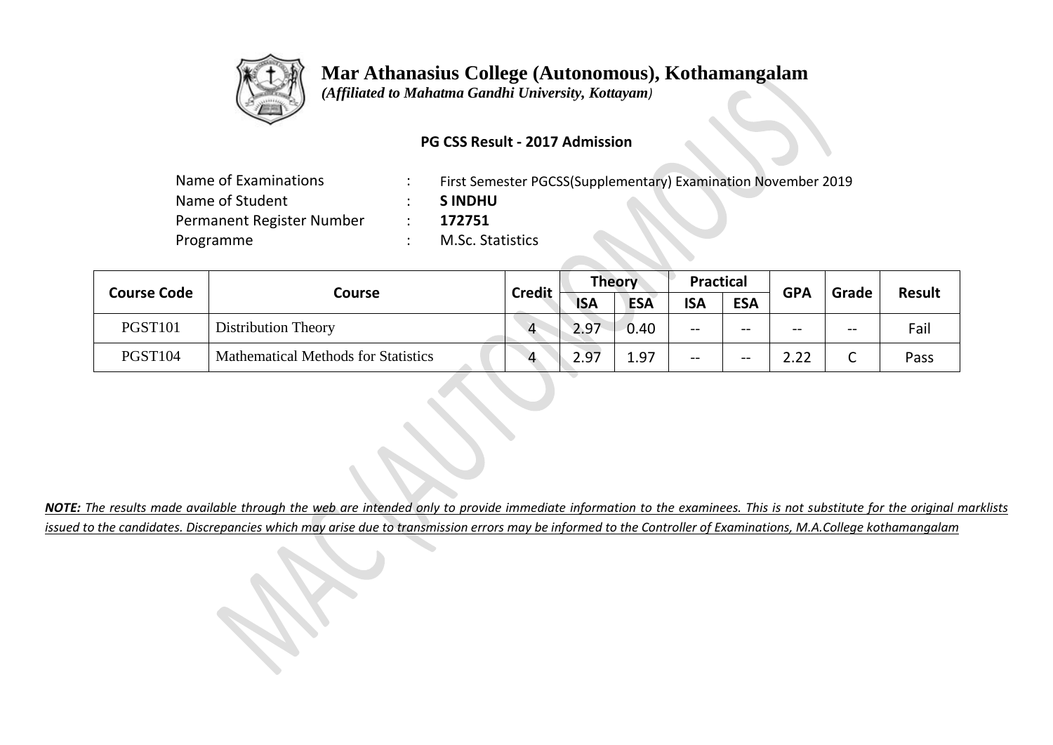# Mar Athanasius College (Autonomous), Kothamangalam

*(Affiliated to Mahatma Gandhi University, Kottayam)*

**PG CSS Result - 2017 Admission**

| | | |
|---|---|---|
| Name of Examinations | : | First Semester PGCSS(Supplementary) Examination November 2019 |
| Name of Student | : | **S INDHU** |
| Permanent Register Number | : | **172751** |
| Programme | : | M.Sc. Statistics |

| Course Code | Course | Credit | Theory | | Practical | | GPA | Grade | Result |
|---|---|---|---|---|---|---|---|---|---|
| | | | ISA | ESA | ISA | ESA | | | |
| PGST101 | Distribution Theory | 4 | 2.97 | 0.40 | -- | -- | -- | -- | Fail |
| PGST104 | Mathematical Methods for Statistics | 4 | 2.97 | 1.97 | -- | -- | 2.22 | C | Pass |

***NOTE:*** *The results made available through the web are intended only to provide immediate information to the examinees. This is not substitute for the original marklists issued to the candidates. Discrepancies which may arise due to transmission errors may be informed to the Controller of Examinations, M.A.College kothamangalam*